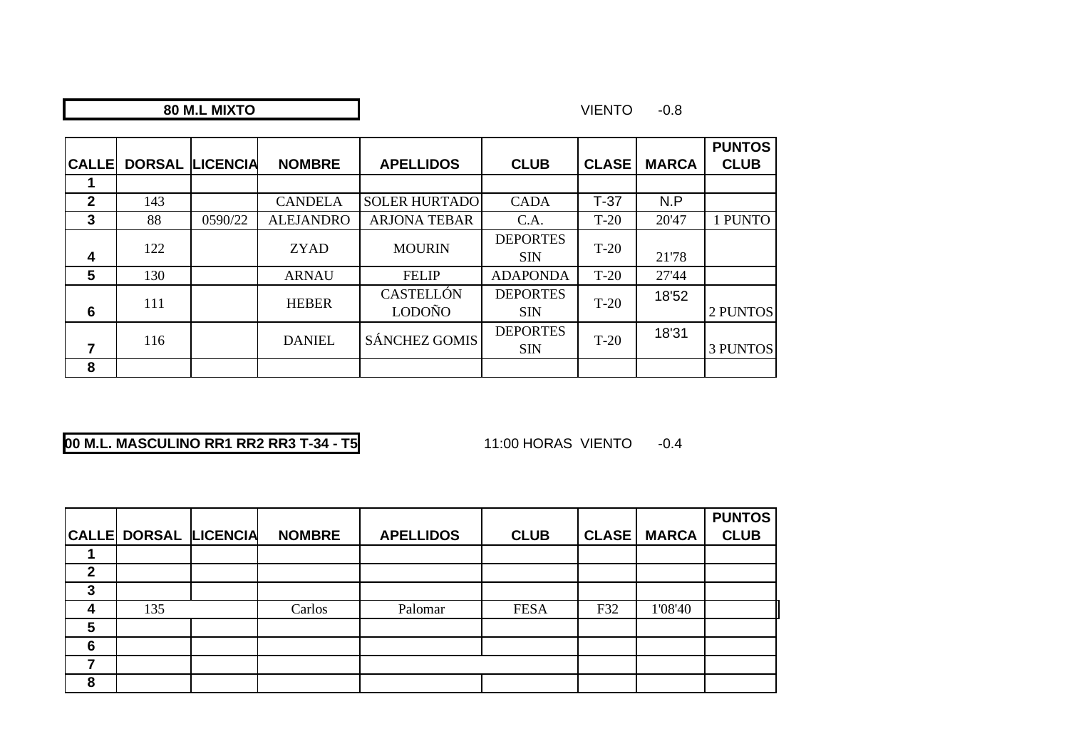**80 M.L MIXTO**

VIENTO -0.8

| CALLE | DORSAL | LICENCIA | NOMBRE | APELLIDOS | CLUB | CLASE | MARCA | PUNTOS CLUB |
|---|---|---|---|---|---|---|---|---|
| 1 | | | | | | | | |
| 2 | 143 | | CANDELA | SOLER HURTADO | CADA | T-37 | N.P | |
| 3 | 88 | 0590/22 | ALEJANDRO | ARJONA TEBAR | C.A. | T-20 | 20'47 | 1 PUNTO |
| 4 | 122 | | ZYAD | MOURIN | DEPORTES SIN | T-20 | 21'78 | |
| 5 | 130 | | ARNAU | FELIP | ADAPONDA | T-20 | 27'44 | |
| 6 | 111 | | HEBER | CASTELLÓN LODOÑO | DEPORTES SIN | T-20 | 18'52 | 2 PUNTOS |
| 7 | 116 | | DANIEL | SÁNCHEZ GOMIS | DEPORTES SIN | T-20 | 18'31 | 3 PUNTOS |
| 8 | | | | | | | | |

**00 M.L. MASCULINO RR1 RR2 RR3 T-34 - T5**

11:00 HORAS VIENTO -0.4

| CALLE | DORSAL | LICENCIA | NOMBRE | APELLIDOS | CLUB | CLASE | MARCA | PUNTOS CLUB |
|---|---|---|---|---|---|---|---|---|
| 1 | | | | | | | | |
| 2 | | | | | | | | |
| 3 | | | | | | | | |
| 4 | 135 | | Carlos | Palomar | FESA | F32 | 1'08'40 | |
| 5 | | | | | | | | |
| 6 | | | | | | | | |
| 7 | | | | | | | | |
| 8 | | | | | | | | |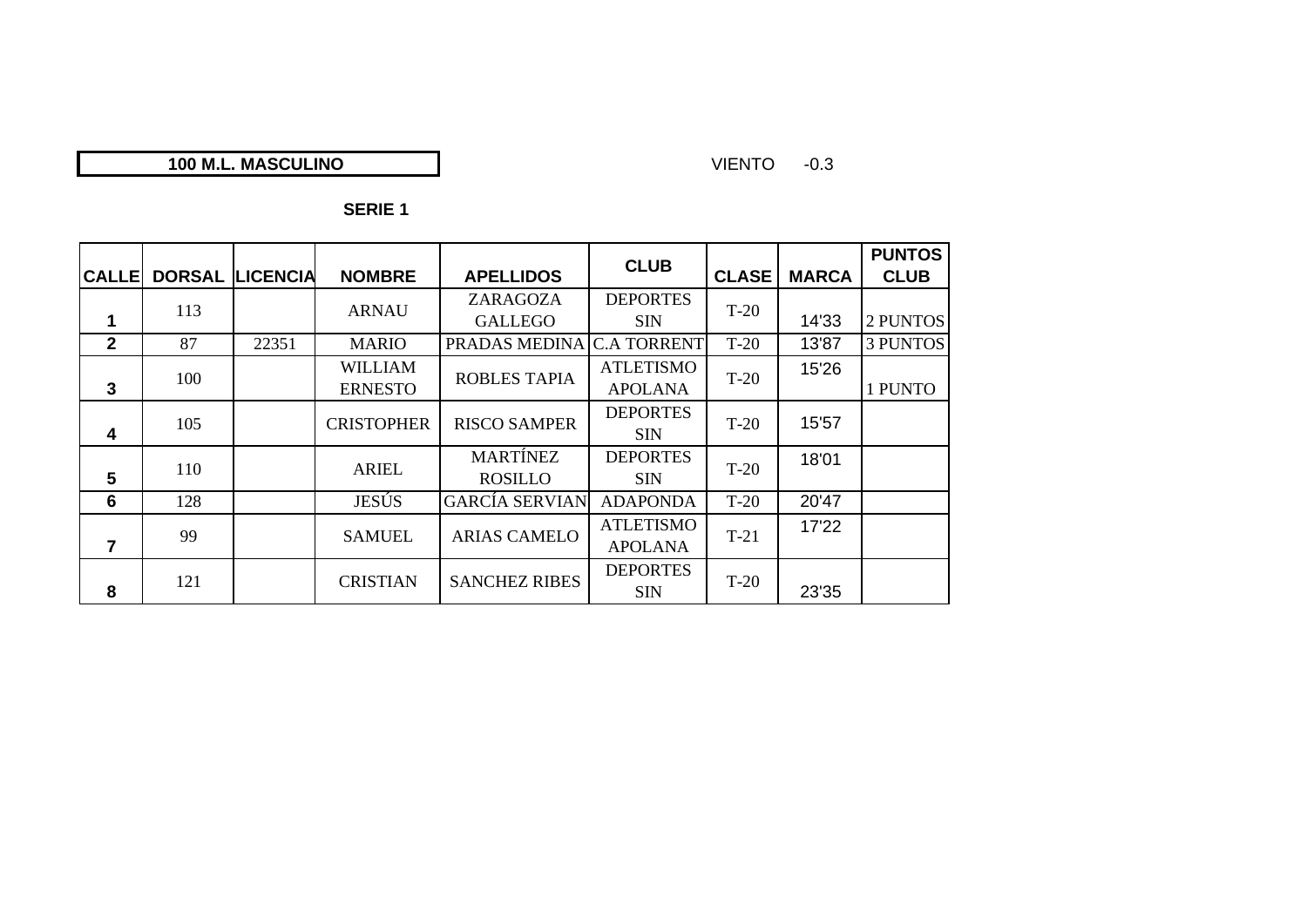**100 M.L. MASCULINO**

VIENTO -0.3

**SERIE 1**

| CALLE | DORSAL | LICENCIA | NOMBRE | APELLIDOS | CLUB | CLASE | MARCA | PUNTOS CLUB |
|---|---|---|---|---|---|---|---|---|
| 1 | 113 | | ARNAU | ZARAGOZA GALLEGO | DEPORTES SIN | T-20 | 14'33 | 2 PUNTOS |
| 2 | 87 | 22351 | MARIO | PRADAS MEDINA | C.A TORRENT | T-20 | 13'87 | 3 PUNTOS |
| 3 | 100 | | WILLIAM ERNESTO | ROBLES TAPIA | ATLETISMO APOLANA | T-20 | 15'26 | 1 PUNTO |
| 4 | 105 | | CRISTOPHER | RISCO SAMPER | DEPORTES SIN | T-20 | 15'57 | |
| 5 | 110 | | ARIEL | MARTÍNEZ ROSILLO | DEPORTES SIN | T-20 | 18'01 | |
| 6 | 128 | | JESÚS | GARCÍA SERVIAN | ADAPONDA | T-20 | 20'47 | |
| 7 | 99 | | SAMUEL | ARIAS CAMELO | ATLETISMO APOLANA | T-21 | 17'22 | |
| 8 | 121 | | CRISTIAN | SANCHEZ RIBES | DEPORTES SIN | T-20 | 23'35 | |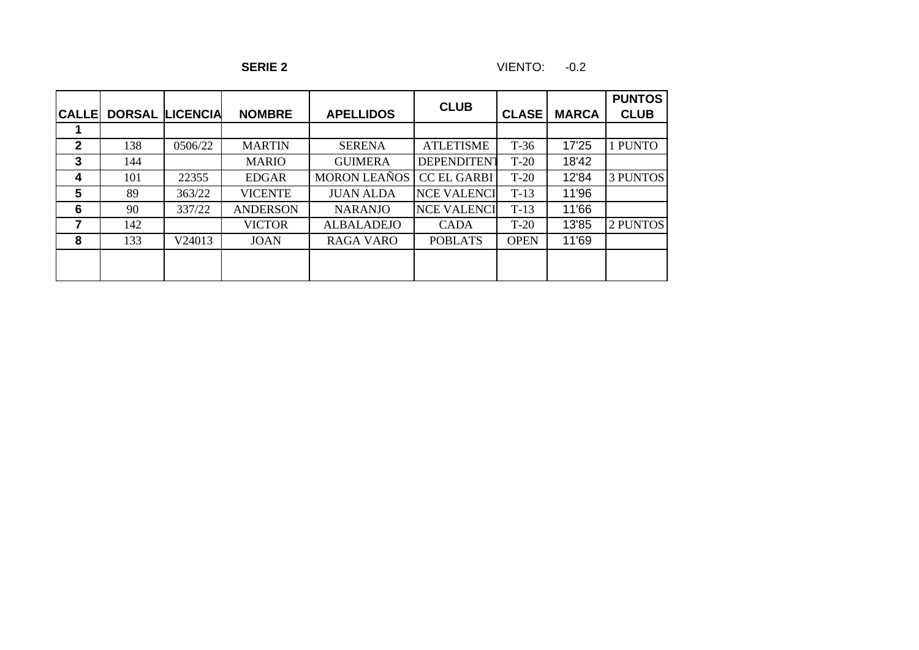**SERIE 2** VIENTO: -0.2

| CALLE | DORSAL | LICENCIA | NOMBRE | APELLIDOS | CLUB | CLASE | MARCA | PUNTOS CLUB |
|---|---|---|---|---|---|---|---|---|
| 1 | | | | | | | | |
| 2 | 138 | 0506/22 | MARTIN | SERENA | ATLETISME | T-36 | 17'25 | 1 PUNTO |
| 3 | 144 | | MARIO | GUIMERA | DEPENDITENT | T-20 | 18'42 | |
| 4 | 101 | 22355 | EDGAR | MORON LEAÑOS | CC EL GARBI | T-20 | 12'84 | 3 PUNTOS |
| 5 | 89 | 363/22 | VICENTE | JUAN ALDA | NCE VALENCI | T-13 | 11'96 | |
| 6 | 90 | 337/22 | ANDERSON | NARANJO | NCE VALENCI | T-13 | 11'66 | |
| 7 | 142 | | VICTOR | ALBALADEJO | CADA | T-20 | 13'85 | 2 PUNTOS |
| 8 | 133 | V24013 | JOAN | RAGA VARO | POBLATS | OPEN | 11'69 | |
| | | | | | | | | |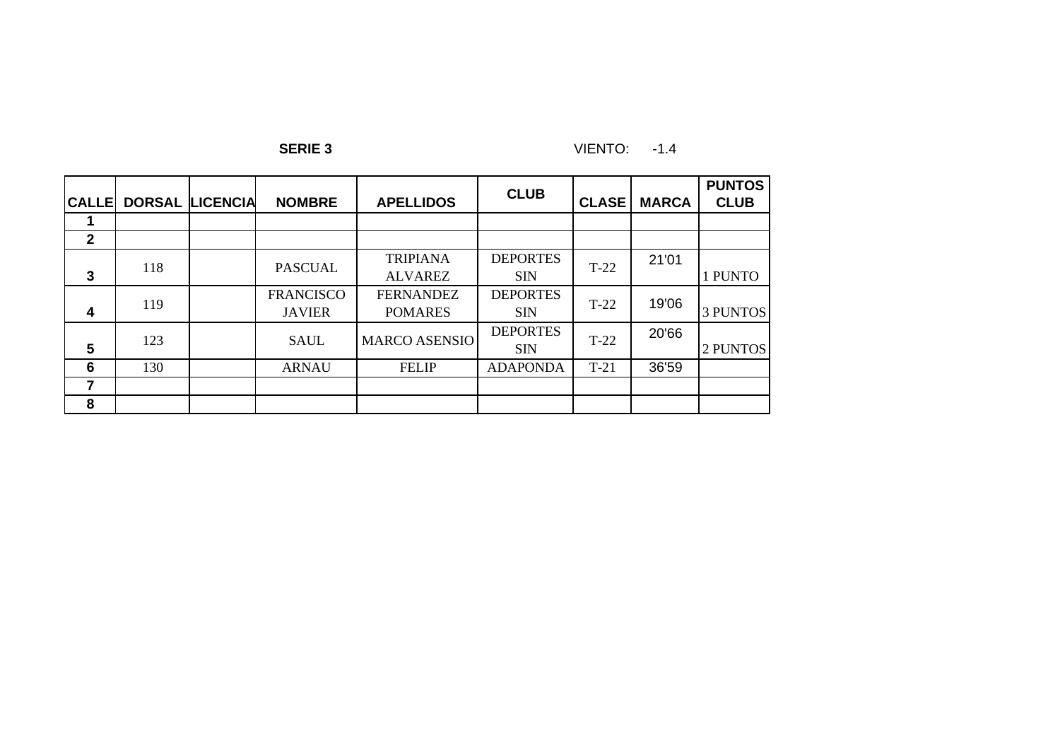**SERIE 3** VIENTO: -1.4

| CALLE | DORSAL | LICENCIA | NOMBRE | APELLIDOS | CLUB | CLASE | MARCA | PUNTOS CLUB |
|---|---|---|---|---|---|---|---|---|
| 1 | | | | | | | | |
| 2 | | | | | | | | |
| 3 | 118 | | PASCUAL | TRIPIANA ALVAREZ | DEPORTES SIN | T-22 | 21'01 | 1 PUNTO |
| 4 | 119 | | FRANCISCO JAVIER | FERNANDEZ POMARES | DEPORTES SIN | T-22 | 19'06 | 3 PUNTOS |
| 5 | 123 | | SAUL | MARCO ASENSIO | DEPORTES SIN | T-22 | 20'66 | 2 PUNTOS |
| 6 | 130 | | ARNAU | FELIP | ADAPONDA | T-21 | 36'59 | |
| 7 | | | | | | | | |
| 8 | | | | | | | | |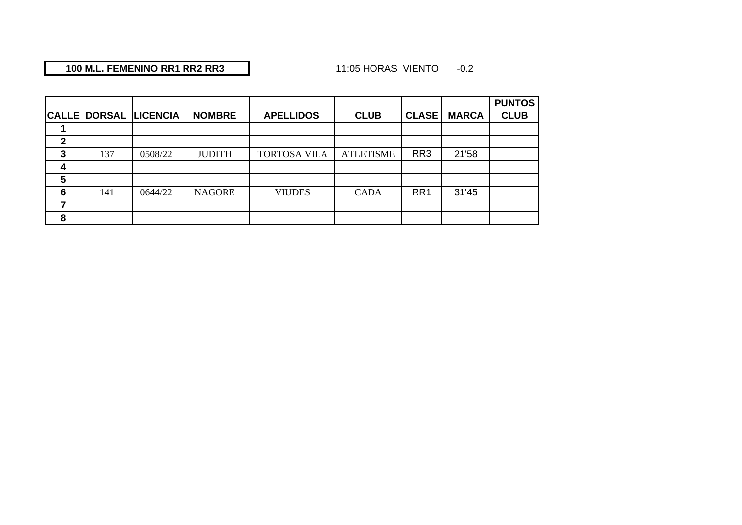**100 M.L. FEMENINO RR1 RR2 RR3**

11:05 HORAS VIENTO -0.2

| CALLE | DORSAL | LICENCIA | NOMBRE | APELLIDOS | CLUB | CLASE | MARCA | PUNTOS CLUB |
|---|---|---|---|---|---|---|---|---|
| 1 | | | | | | | | |
| 2 | | | | | | | | |
| 3 | 137 | 0508/22 | JUDITH | TORTOSA VILA | ATLETISME | RR3 | 21'58 | |
| 4 | | | | | | | | |
| 5 | | | | | | | | |
| 6 | 141 | 0644/22 | NAGORE | VIUDES | CADA | RR1 | 31'45 | |
| 7 | | | | | | | | |
| 8 | | | | | | | | |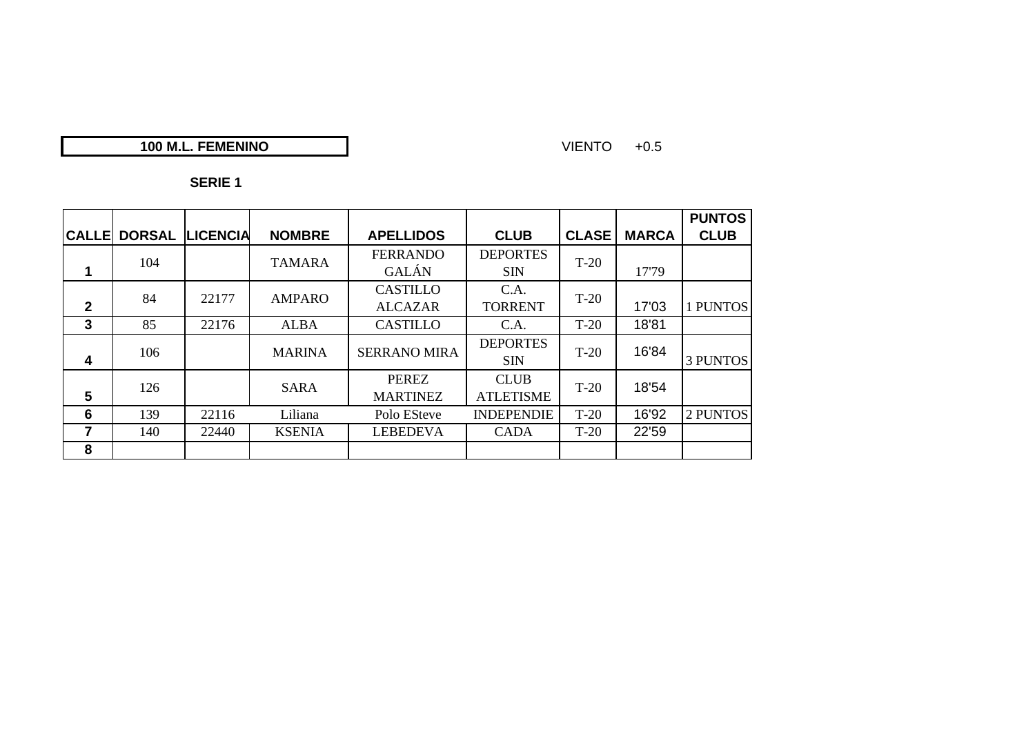**100 M.L. FEMENINO**

VIENTO +0.5

**SERIE 1**

| CALLE | DORSAL | LICENCIA | NOMBRE | APELLIDOS | CLUB | CLASE | MARCA | PUNTOS CLUB |
|---|---|---|---|---|---|---|---|---|
| 1 | 104 | | TAMARA | FERRANDO GALÁN | DEPORTES SIN | T-20 | 17'79 | |
| 2 | 84 | 22177 | AMPARO | CASTILLO ALCAZAR | C.A. TORRENT | T-20 | 17'03 | 1 PUNTOS |
| 3 | 85 | 22176 | ALBA | CASTILLO | C.A. | T-20 | 18'81 | |
| 4 | 106 | | MARINA | SERRANO MIRA | DEPORTES SIN | T-20 | 16'84 | 3 PUNTOS |
| 5 | 126 | | SARA | PEREZ MARTINEZ | CLUB ATLETISME | T-20 | 18'54 | |
| 6 | 139 | 22116 | Liliana | Polo ESteve | INDEPENDIE | T-20 | 16'92 | 2 PUNTOS |
| 7 | 140 | 22440 | KSENIA | LEBEDEVA | CADA | T-20 | 22'59 | |
| 8 | | | | | | | | |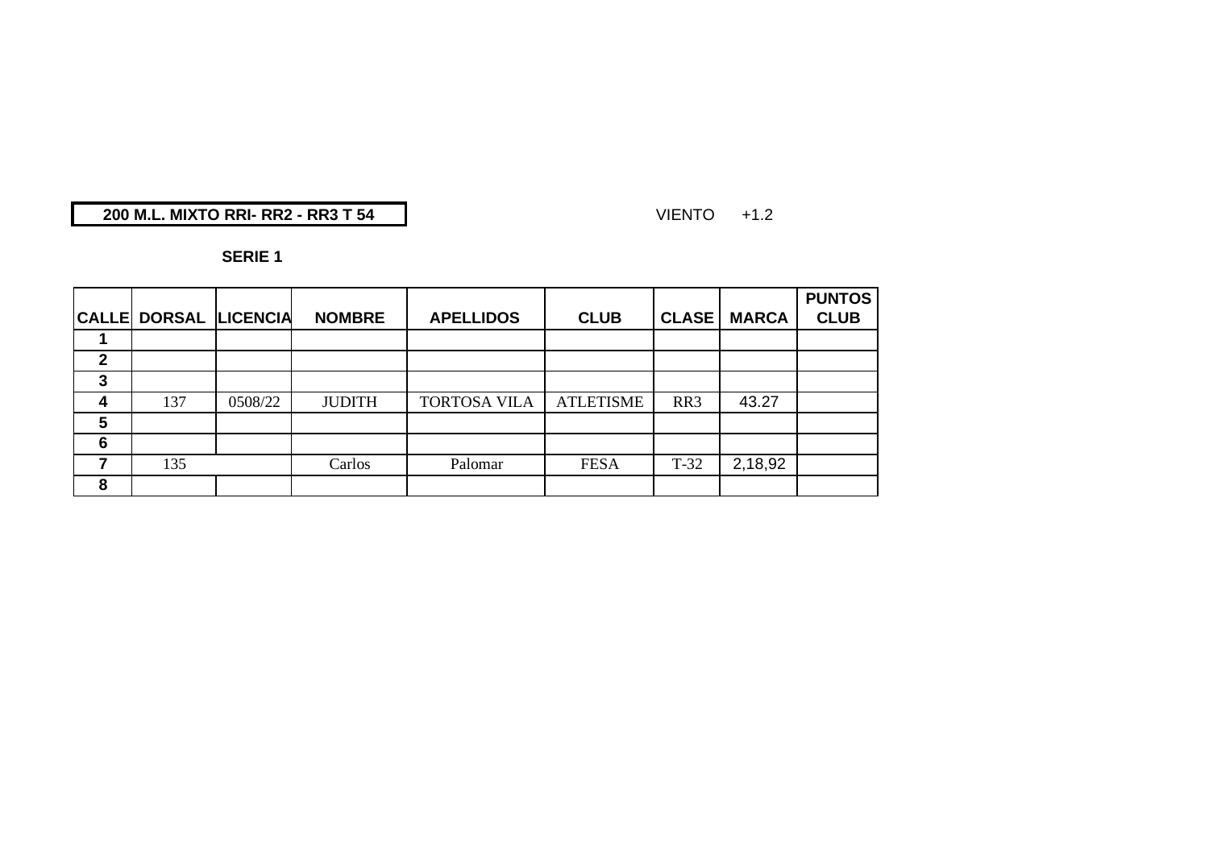**200 M.L. MIXTO RRI- RR2 - RR3 T 54**

VIENTO +1.2

**SERIE 1**

| CALLE | DORSAL | LICENCIA | NOMBRE | APELLIDOS | CLUB | CLASE | MARCA | PUNTOS CLUB |
|---|---|---|---|---|---|---|---|---|
| 1 | | | | | | | | |
| 2 | | | | | | | | |
| 3 | | | | | | | | |
| 4 | 137 | 0508/22 | JUDITH | TORTOSA VILA | ATLETISME | RR3 | 43.27 | |
| 5 | | | | | | | | |
| 6 | | | | | | | | |
| 7 | 135 | | Carlos | Palomar | FESA | T-32 | 2,18,92 | |
| 8 | | | | | | | | |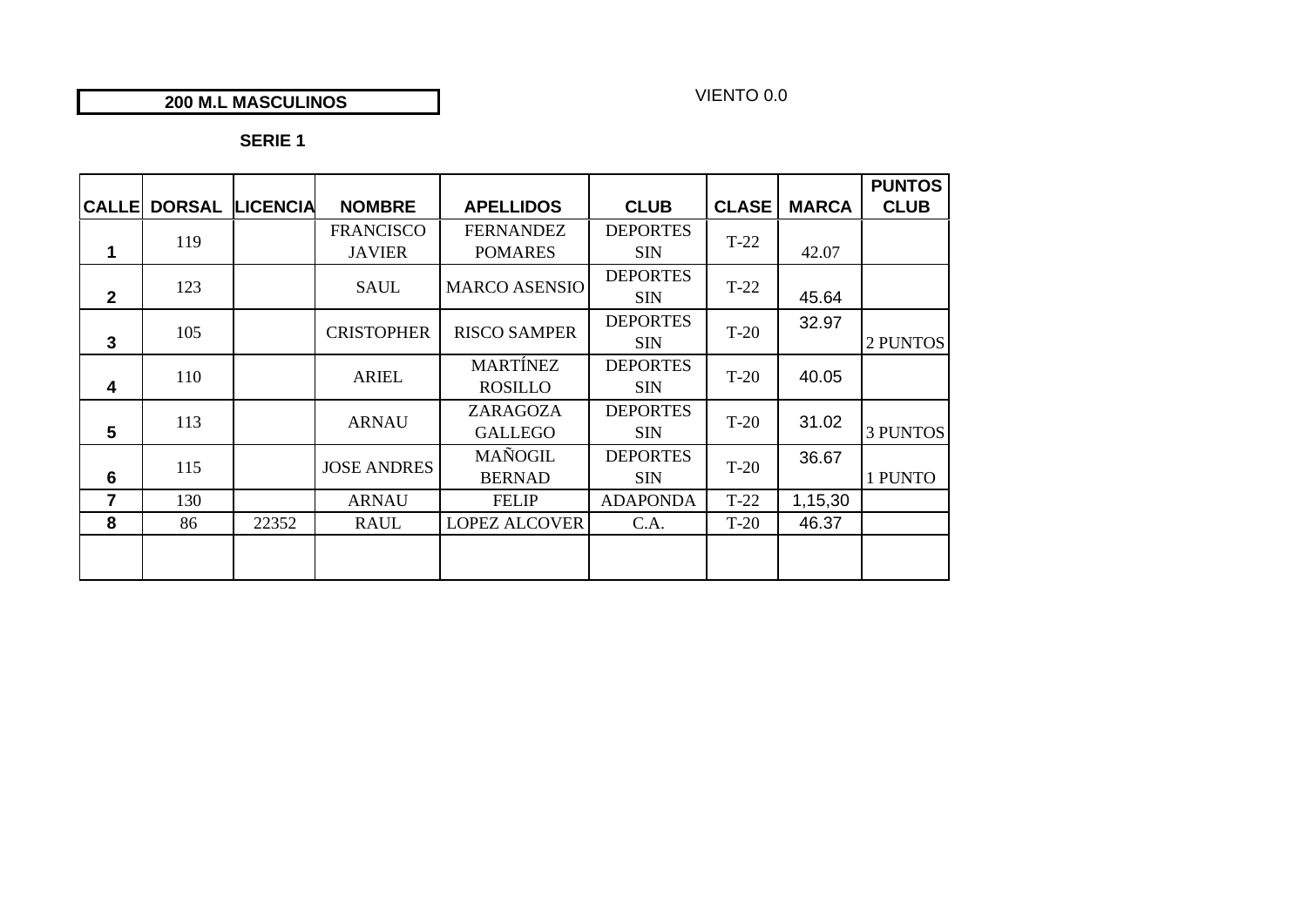**200 M.L MASCULINOS**

VIENTO 0.0

**SERIE 1**

| CALLE | DORSAL | LICENCIA | NOMBRE | APELLIDOS | CLUB | CLASE | MARCA | PUNTOS CLUB |
|---|---|---|---|---|---|---|---|---|
| 1 | 119 | | FRANCISCO JAVIER | FERNANDEZ POMARES | DEPORTES SIN | T-22 | 42.07 | |
| 2 | 123 | | SAUL | MARCO ASENSIO | DEPORTES SIN | T-22 | 45.64 | |
| 3 | 105 | | CRISTOPHER | RISCO SAMPER | DEPORTES SIN | T-20 | 32.97 | 2 PUNTOS |
| 4 | 110 | | ARIEL | MARTÍNEZ ROSILLO | DEPORTES SIN | T-20 | 40.05 | |
| 5 | 113 | | ARNAU | ZARAGOZA GALLEGO | DEPORTES SIN | T-20 | 31.02 | 3 PUNTOS |
| 6 | 115 | | JOSE ANDRES | MAÑOGIL BERNAD | DEPORTES SIN | T-20 | 36.67 | 1 PUNTO |
| 7 | 130 | | ARNAU | FELIP | ADAPONDA | T-22 | 1,15,30 | |
| 8 | 86 | 22352 | RAUL | LOPEZ ALCOVER | C.A. | T-20 | 46.37 | |
| | | | | | | | | |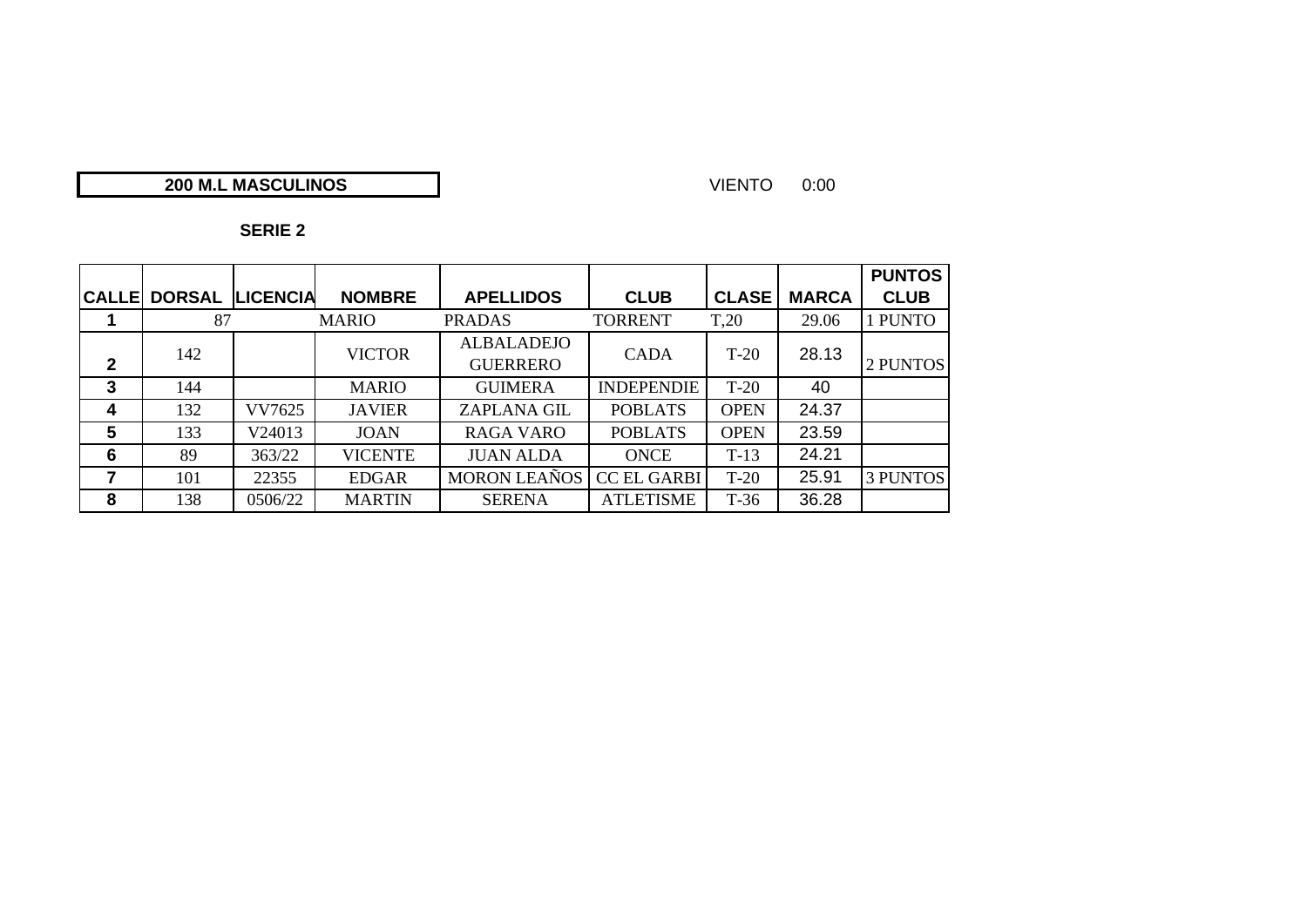**200 M.L MASCULINOS**

VIENTO 0:00

**SERIE 2**

| CALLE | DORSAL | LICENCIA | NOMBRE | APELLIDOS | CLUB | CLASE | MARCA | PUNTOS CLUB |
|---|---|---|---|---|---|---|---|---|
| 1 | 87 | | MARIO | PRADAS | TORRENT | T,20 | 29.06 | 1 PUNTO |
| 2 | 142 | | VICTOR | ALBALADEJO GUERRERO | CADA | T-20 | 28.13 | 2 PUNTOS |
| 3 | 144 | | MARIO | GUIMERA | INDEPENDIE | T-20 | 40 | |
| 4 | 132 | VV7625 | JAVIER | ZAPLANA GIL | POBLATS | OPEN | 24.37 | |
| 5 | 133 | V24013 | JOAN | RAGA VARO | POBLATS | OPEN | 23.59 | |
| 6 | 89 | 363/22 | VICENTE | JUAN ALDA | ONCE | T-13 | 24.21 | |
| 7 | 101 | 22355 | EDGAR | MORON LEAÑOS | CC EL GARBI | T-20 | 25.91 | 3 PUNTOS |
| 8 | 138 | 0506/22 | MARTIN | SERENA | ATLETISME | T-36 | 36.28 | |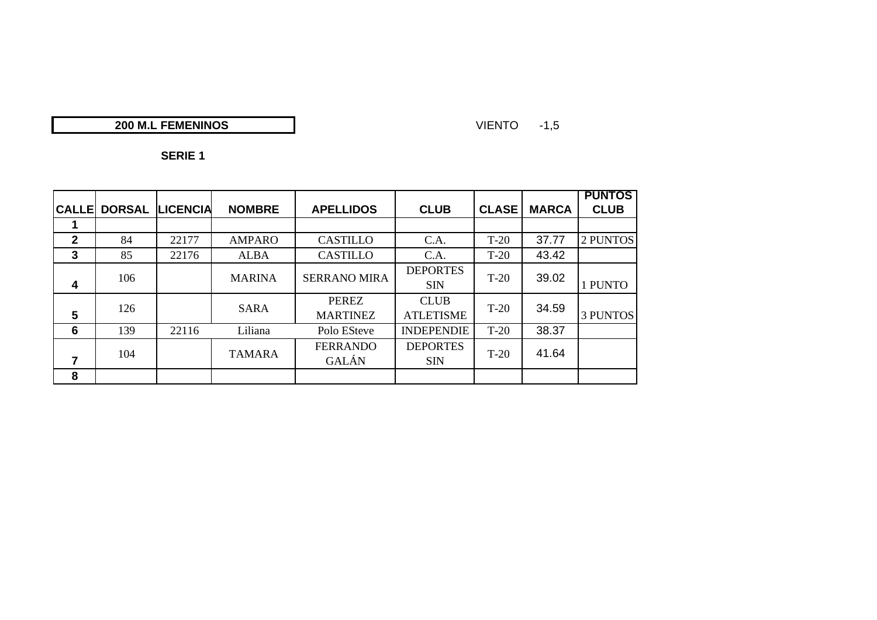**200 M.L FEMENINOS**

VIENTO -1,5

**SERIE 1**

| CALLE | DORSAL | LICENCIA | NOMBRE | APELLIDOS | CLUB | CLASE | MARCA | PUNTOS CLUB |
|---|---|---|---|---|---|---|---|---|
| 1 | | | | | | | | |
| 2 | 84 | 22177 | AMPARO | CASTILLO | C.A. | T-20 | 37.77 | 2 PUNTOS |
| 3 | 85 | 22176 | ALBA | CASTILLO | C.A. | T-20 | 43.42 | |
| 4 | 106 | | MARINA | SERRANO MIRA | DEPORTES SIN | T-20 | 39.02 | 1 PUNTO |
| 5 | 126 | | SARA | PEREZ MARTINEZ | CLUB ATLETISME | T-20 | 34.59 | 3 PUNTOS |
| 6 | 139 | 22116 | Liliana | Polo ESteve | INDEPENDIE | T-20 | 38.37 | |
| 7 | 104 | | TAMARA | FERRANDO GALÁN | DEPORTES SIN | T-20 | 41.64 | |
| 8 | | | | | | | | |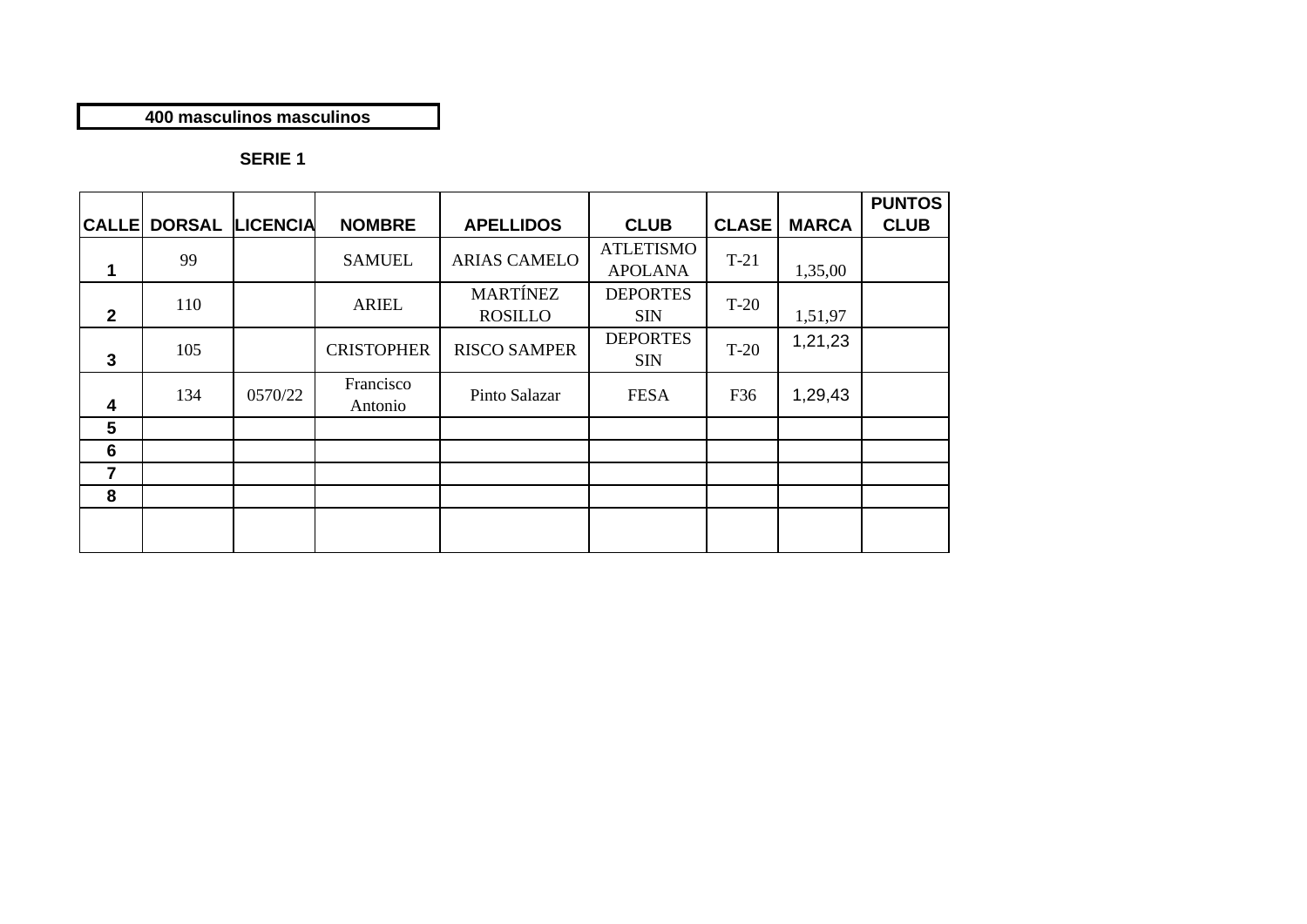**400 masculinos masculinos**

**SERIE 1**

| CALLE | DORSAL | LICENCIA | NOMBRE | APELLIDOS | CLUB | CLASE | MARCA | PUNTOS CLUB |
|---|---|---|---|---|---|---|---|---|
| 1 | 99 | | SAMUEL | ARIAS CAMELO | ATLETISMO APOLANA | T-21 | 1,35,00 | |
| 2 | 110 | | ARIEL | MARTÍNEZ ROSILLO | DEPORTES SIN | T-20 | 1,51,97 | |
| 3 | 105 | | CRISTOPHER | RISCO SAMPER | DEPORTES SIN | T-20 | 1,21,23 | |
| 4 | 134 | 0570/22 | Francisco Antonio | Pinto Salazar | FESA | F36 | 1,29,43 | |
| 5 | | | | | | | | |
| 6 | | | | | | | | |
| 7 | | | | | | | | |
| 8 | | | | | | | | |
| | | | | | | | | |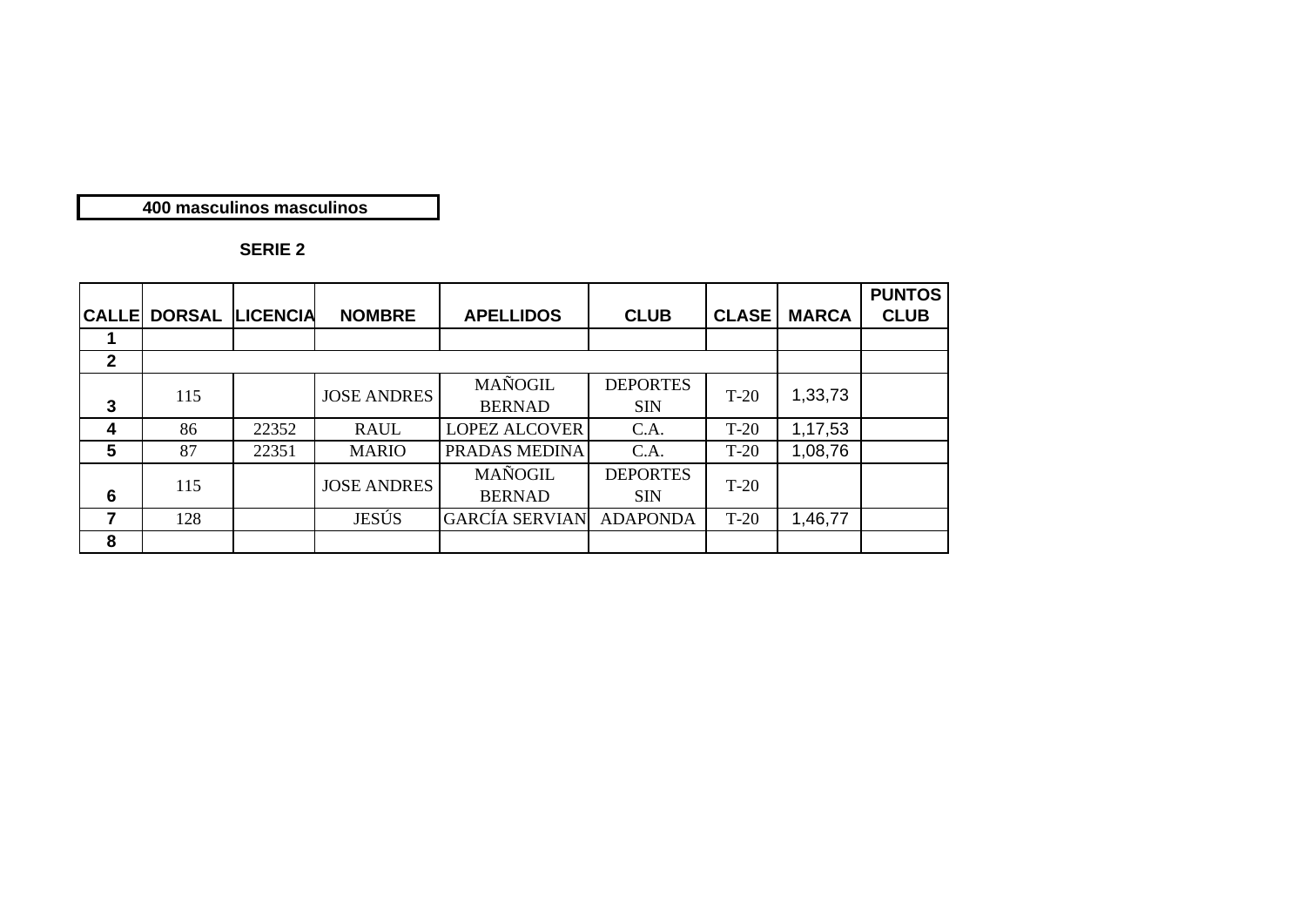**400 masculinos masculinos**

**SERIE 2**

| CALLE | DORSAL | LICENCIA | NOMBRE | APELLIDOS | CLUB | CLASE | MARCA | PUNTOS CLUB |
|---|---|---|---|---|---|---|---|---|
| 1 | | | | | | | | |
| 2 | | | | | | | | |
| 3 | 115 | | JOSE ANDRES | MAÑOGIL BERNAD | DEPORTES SIN | T-20 | 1,33,73 | |
| 4 | 86 | 22352 | RAUL | LOPEZ ALCOVER | C.A. | T-20 | 1,17,53 | |
| 5 | 87 | 22351 | MARIO | PRADAS MEDINA | C.A. | T-20 | 1,08,76 | |
| 6 | 115 | | JOSE ANDRES | MAÑOGIL BERNAD | DEPORTES SIN | T-20 | | |
| 7 | 128 | | JESÚS | GARCÍA SERVIAN | ADAPONDA | T-20 | 1,46,77 | |
| 8 | | | | | | | | |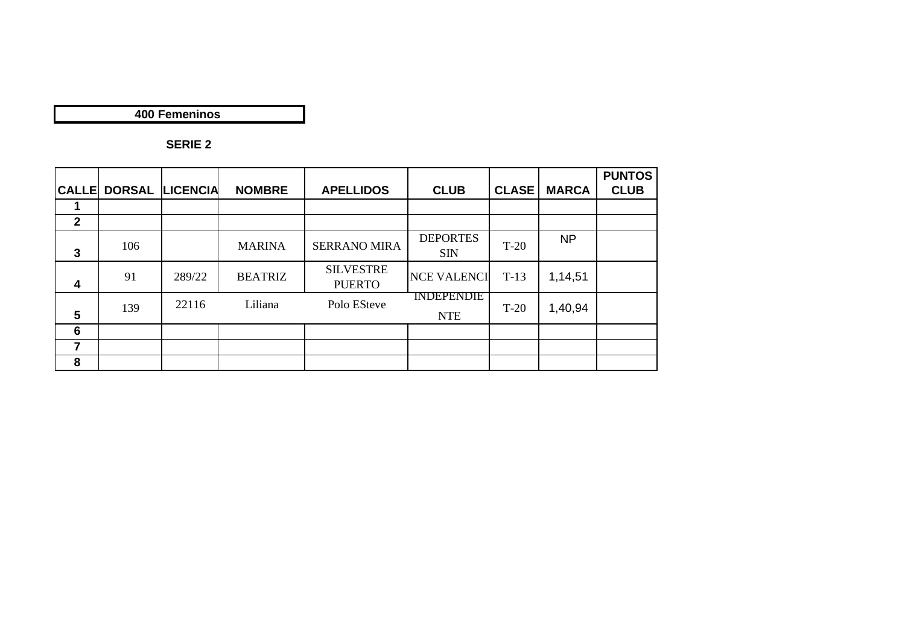**400 Femeninos**

**SERIE 2**

| CALLE | DORSAL | LICENCIA | NOMBRE | APELLIDOS | CLUB | CLASE | MARCA | PUNTOS CLUB |
|---|---|---|---|---|---|---|---|---|
| 1 | | | | | | | | |
| 2 | | | | | | | | |
| 3 | 106 | | MARINA | SERRANO MIRA | DEPORTES SIN | T-20 | NP | |
| 4 | 91 | 289/22 | BEATRIZ | SILVESTRE PUERTO | NCE VALENCI | T-13 | 1,14,51 | |
| 5 | 139 | 22116 | Liliana | Polo ESteve | INDEPENDIE NTE | T-20 | 1,40,94 | |
| 6 | | | | | | | | |
| 7 | | | | | | | | |
| 8 | | | | | | | | |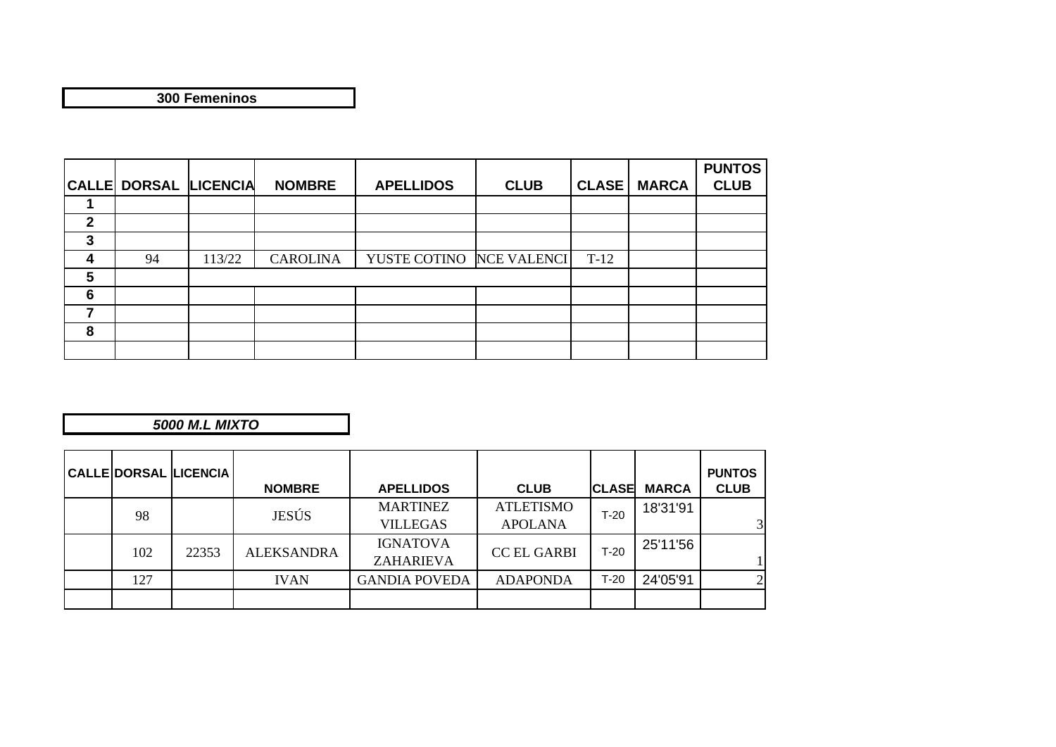**300 Femeninos**

| CALLE | DORSAL | LICENCIA | NOMBRE | APELLIDOS | CLUB | CLASE | MARCA | PUNTOS CLUB |
|---|---|---|---|---|---|---|---|---|
| 1 | | | | | | | | |
| 2 | | | | | | | | |
| 3 | | | | | | | | |
| 4 | 94 | 113/22 | CAROLINA | YUSTE COTINO | NCE VALENCI | T-12 | | |
| 5 | | | | | | | | |
| 6 | | | | | | | | |
| 7 | | | | | | | | |
| 8 | | | | | | | | |
| | | | | | | | | |

***5000 M.L MIXTO***

| CALLE | DORSAL | LICENCIA | NOMBRE | APELLIDOS | CLUB | CLASE | MARCA | PUNTOS CLUB |
|---|---|---|---|---|---|---|---|---|
| | 98 | | JESÚS | MARTINEZ VILLEGAS | ATLETISMO APOLANA | T-20 | 18'31'91 | 3 |
| | 102 | 22353 | ALEKSANDRA | IGNATOVA ZAHARIEVA | CC EL GARBI | T-20 | 25'11'56 | 1 |
| | 127 | | IVAN | GANDIA POVEDA | ADAPONDA | T-20 | 24'05'91 | 2 |
| | | | | | | | | |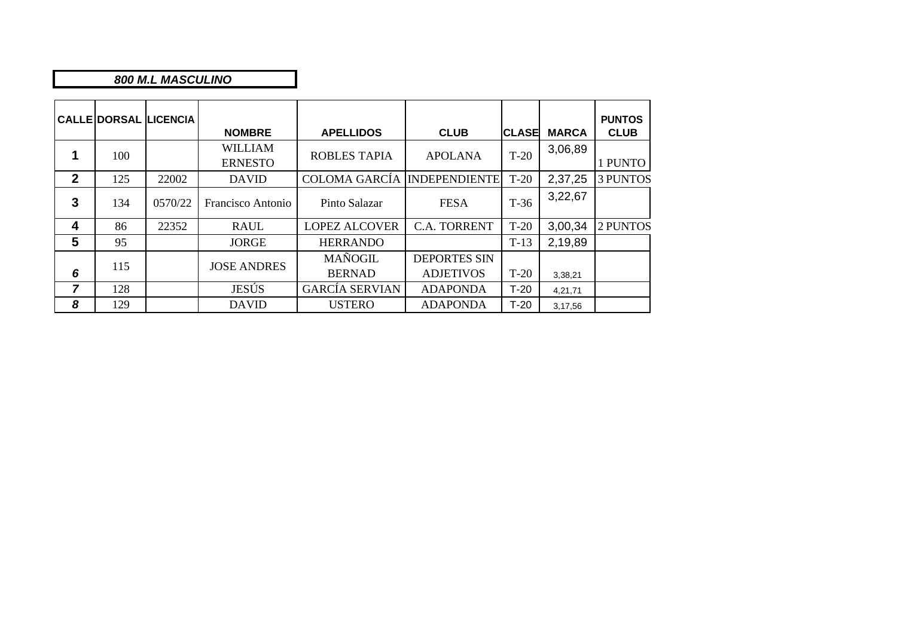***800 M.L MASCULINO***

| CALLE | DORSAL | LICENCIA | NOMBRE | APELLIDOS | CLUB | CLASE | MARCA | PUNTOS CLUB |
|---|---|---|---|---|---|---|---|---|
| **1** | 100 | | WILLIAM ERNESTO | ROBLES TAPIA | APOLANA | T-20 | 3,06,89 | 1 PUNTO |
| **2** | 125 | 22002 | DAVID | COLOMA GARCÍA | INDEPENDIENTE | T-20 | 2,37,25 | 3 PUNTOS |
| **3** | 134 | 0570/22 | Francisco Antonio | Pinto Salazar | FESA | T-36 | 3,22,67 | |
| **4** | 86 | 22352 | RAUL | LOPEZ ALCOVER | C.A. TORRENT | T-20 | 3,00,34 | 2 PUNTOS |
| **5** | 95 | | JORGE | HERRANDO | | T-13 | 2,19,89 | |
| ***6*** | 115 | | JOSE ANDRES | MAÑOGIL BERNAD | DEPORTES SIN ADJETIVOS | T-20 | 3,38,21 | |
| ***7*** | 128 | | JESÚS | GARCÍA SERVIAN | ADAPONDA | T-20 | 4,21,71 | |
| ***8*** | 129 | | DAVID | USTERO | ADAPONDA | T-20 | 3,17,56 | |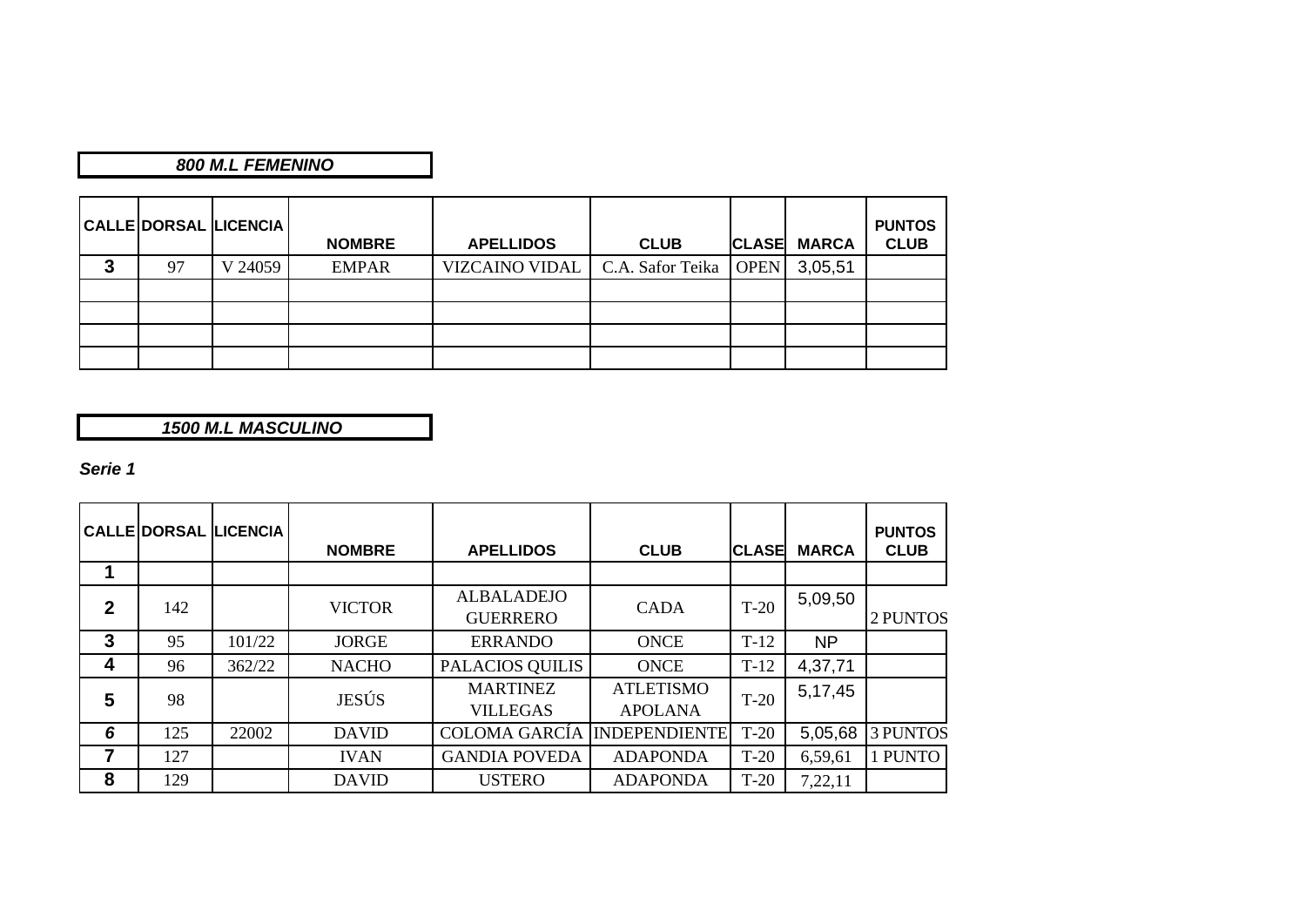### *800 M.L FEMENINO*

| CALLE | DORSAL | LICENCIA | NOMBRE | APELLIDOS | CLUB | CLASE | MARCA | PUNTOS CLUB |
|---|---|---|---|---|---|---|---|---|
| 3 | 97 | V 24059 | EMPAR | VIZCAINO VIDAL | C.A. Safor Teika | OPEN | 3,05,51 | |
| | | | | | | | | |
| | | | | | | | | |
| | | | | | | | | |
| | | | | | | | | |

### *1500 M.L MASCULINO*

***Serie 1***

| CALLE | DORSAL | LICENCIA | NOMBRE | APELLIDOS | CLUB | CLASE | MARCA | PUNTOS CLUB |
|---|---|---|---|---|---|---|---|---|
| 1 | | | | | | | | |
| 2 | 142 | | VICTOR | ALBALADEJO GUERRERO | CADA | T-20 | 5,09,50 | 2 PUNTOS |
| 3 | 95 | 101/22 | JORGE | ERRANDO | ONCE | T-12 | NP | |
| 4 | 96 | 362/22 | NACHO | PALACIOS QUILIS | ONCE | T-12 | 4,37,71 | |
| 5 | 98 | | JESÚS | MARTINEZ VILLEGAS | ATLETISMO APOLANA | T-20 | 5,17,45 | |
| *6* | 125 | 22002 | DAVID | COLOMA GARCÍA | INDEPENDIENTE | T-20 | 5,05,68 | 3 PUNTOS |
| 7 | 127 | | IVAN | GANDIA POVEDA | ADAPONDA | T-20 | 6,59,61 | 1 PUNTO |
| 8 | 129 | | DAVID | USTERO | ADAPONDA | T-20 | 7,22,11 | |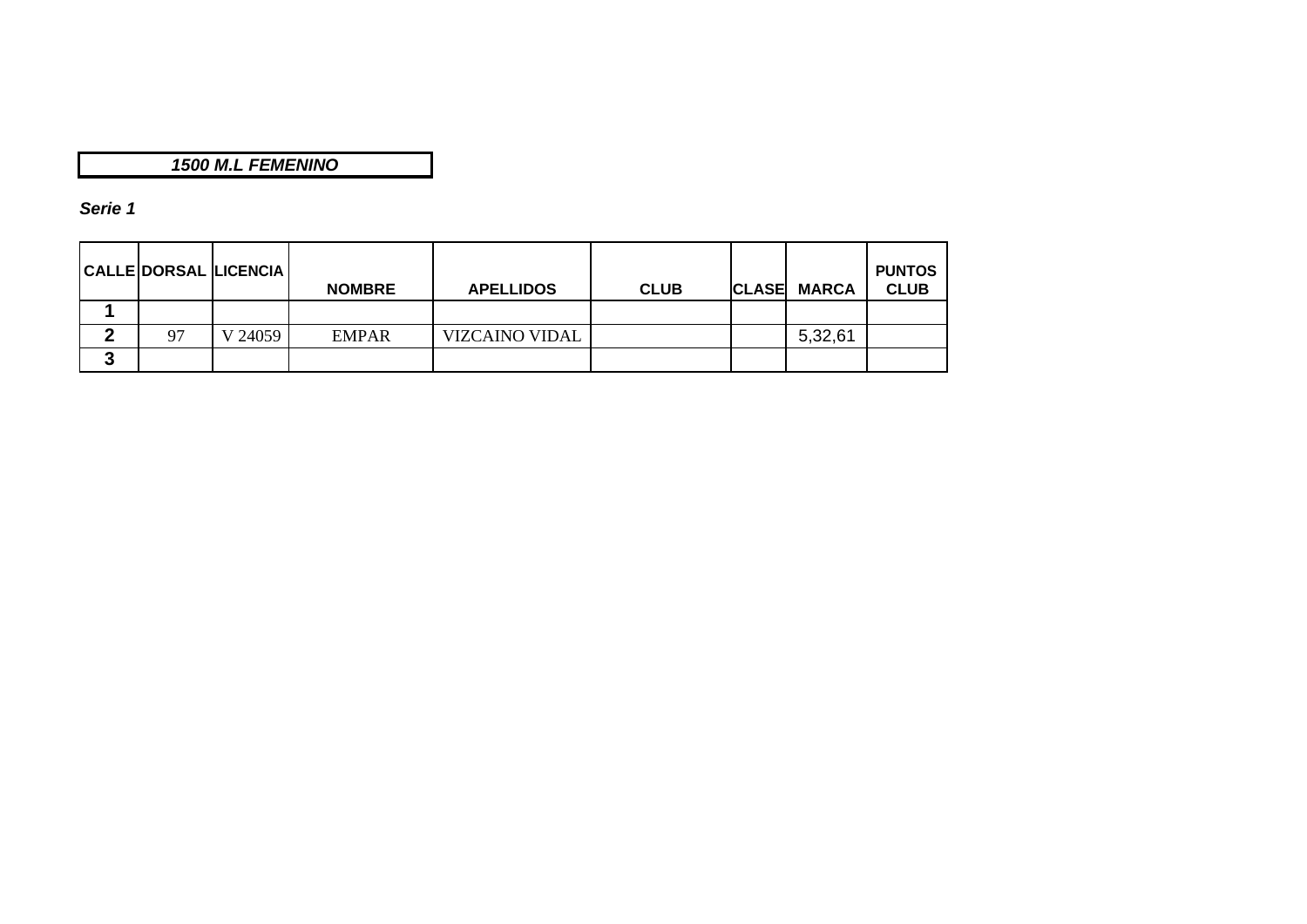**_1500 M.L FEMENINO_**

***Serie 1***

| CALLE | DORSAL | LICENCIA | NOMBRE | APELLIDOS | CLUB | CLASE | MARCA | PUNTOS CLUB |
|---|---|---|---|---|---|---|---|---|
| 1 | | | | | | | | |
| 2 | 97 | V 24059 | EMPAR | VIZCAINO VIDAL | | | 5,32,61 | |
| 3 | | | | | | | | |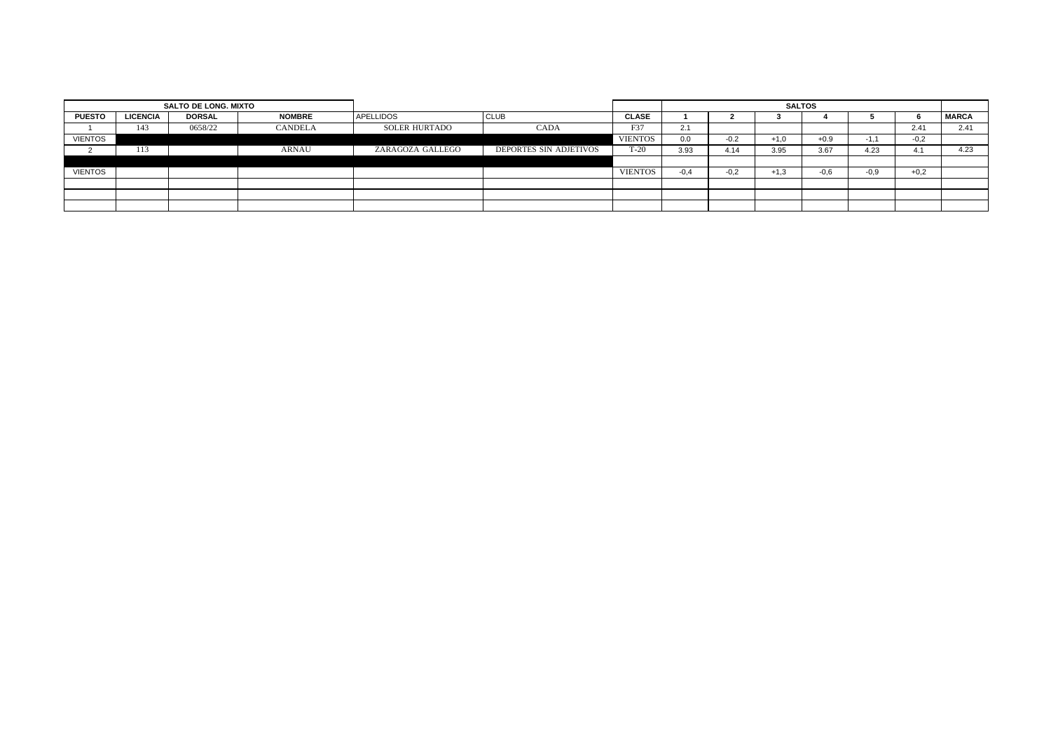| SALTO DE LONG. MIXTO | | | | | | | SALTOS | | | | | | |
|---|---|---|---|---|---|---|---|---|---|---|---|---|---|
| PUESTO | LICENCIA | DORSAL | NOMBRE | APELLIDOS | CLUB | CLASE | 1 | 2 | 3 | 4 | 5 | 6 | MARCA |
| 1 | 143 | 0658/22 | CANDELA | SOLER HURTADO | CADA | F37 | 2.1 | | | | | 2.41 | 2.41 |
| VIENTOS | | | | | | VIENTOS | 0.0 | -0.2 | +1,0 | +0.9 | -1,1 | -0,2 | |
| 2 | 113 | | ARNAU | ZARAGOZA GALLEGO | DEPORTES SIN ADJETIVOS | T-20 | 3.93 | 4.14 | 3.95 | 3.67 | 4.23 | 4.1 | 4.23 |
| | | | | | | | | | | | | | |
| VIENTOS | | | | | | VIENTOS | -0,4 | -0,2 | +1,3 | -0,6 | -0,9 | +0,2 | |
| | | | | | | | | | | | | | |
| | | | | | | | | | | | | | |
| | | | | | | | | | | | | | |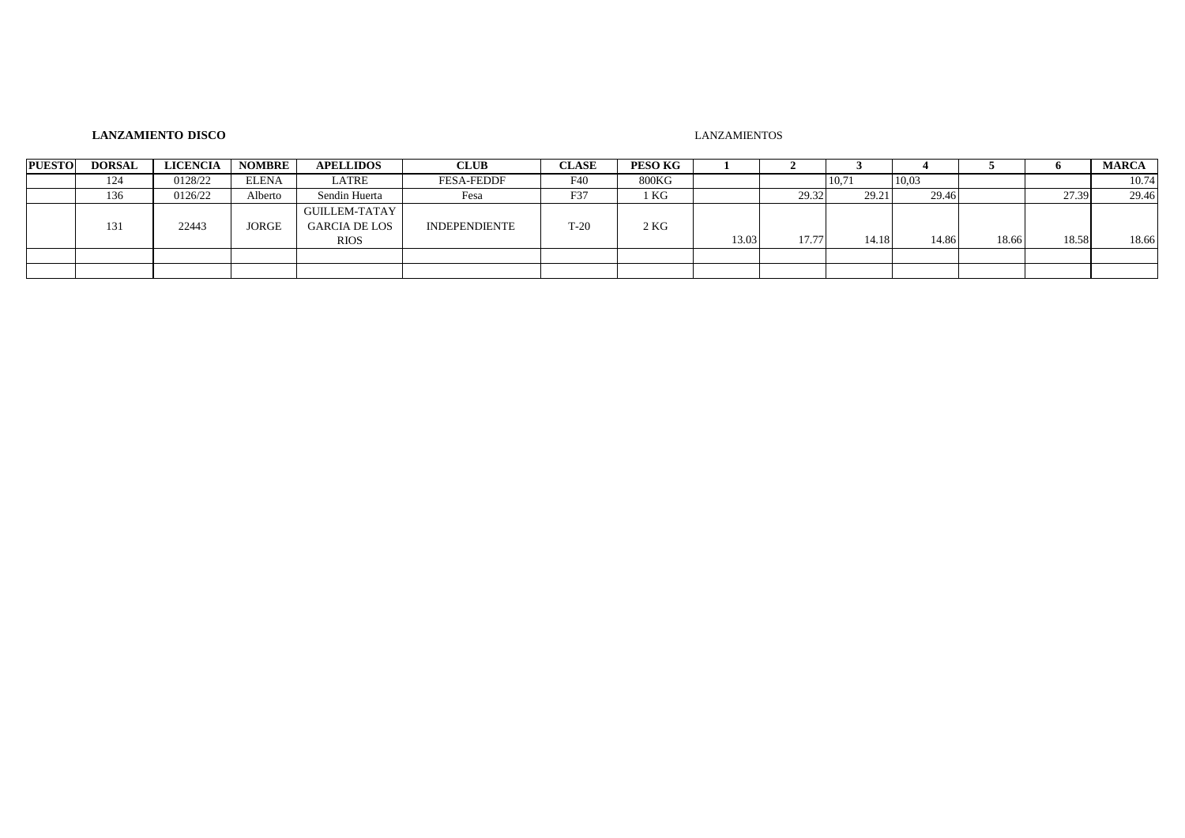**LANZAMIENTO DISCO**

LANZAMIENTOS

| PUESTO | DORSAL | LICENCIA | NOMBRE | APELLIDOS | CLUB | CLASE | PESO KG | 1 | 2 | 3 | 4 | 5 | 6 | MARCA |
|---|---|---|---|---|---|---|---|---|---|---|---|---|---|---|
| | 124 | 0128/22 | ELENA | LATRE | FESA-FEDDF | F40 | 800KG | | | 10,71 | 10,03 | | | 10.74 |
| | 136 | 0126/22 | Alberto | Sendin Huerta | Fesa | F37 | 1 KG | | 29.32 | 29.21 | 29.46 | | 27.39 | 29.46 |
| | 131 | 22443 | JORGE | GUILLEM-TATAY GARCIA DE LOS RIOS | INDEPENDIENTE | T-20 | 2 KG | 13.03 | 17.77 | 14.18 | 14.86 | 18.66 | 18.58 | 18.66 |
| | | | | | | | | | | | | | | |
| | | | | | | | | | | | | | | |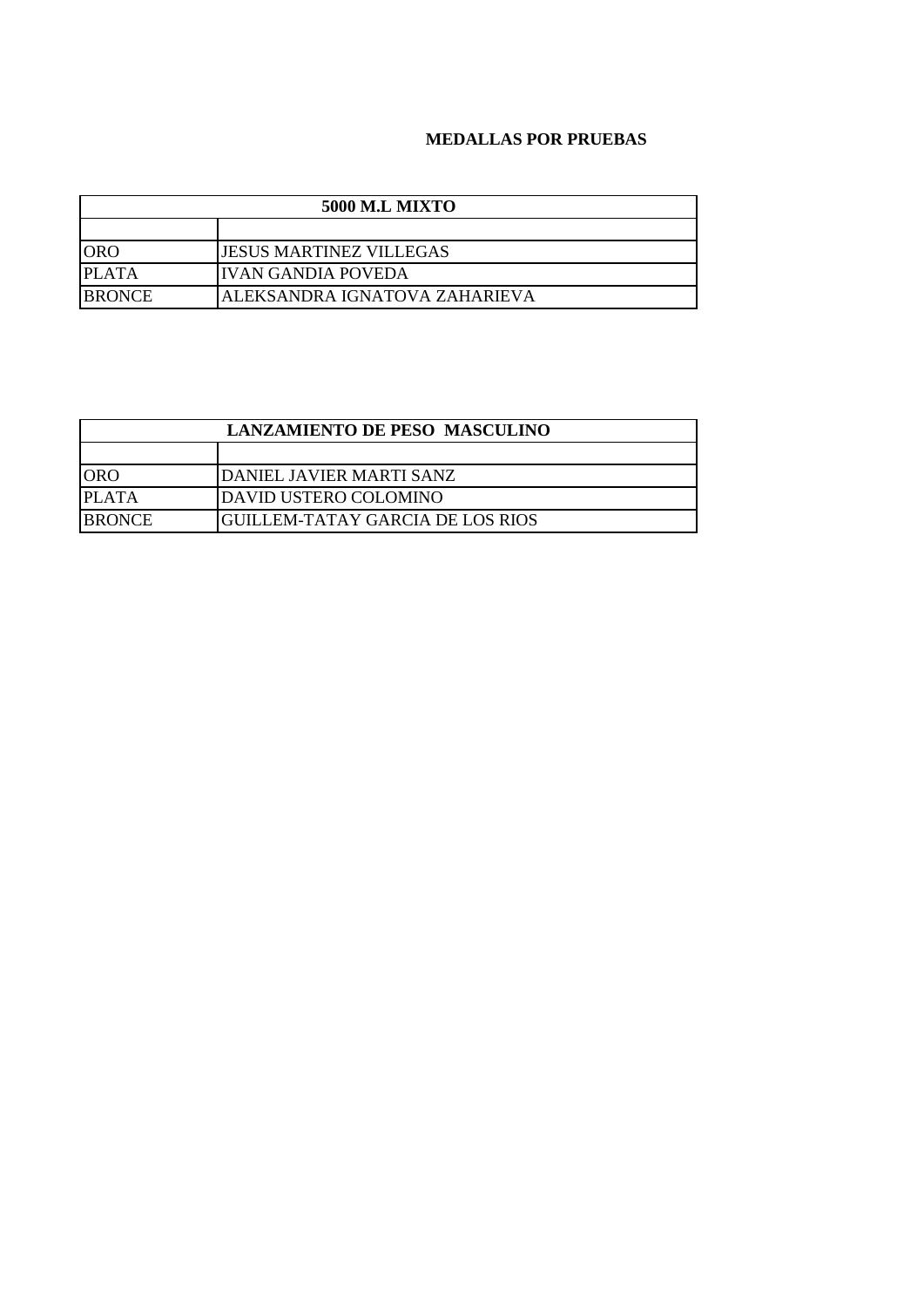**MEDALLAS POR PRUEBAS**

| 5000 M.L MIXTO | |
|---|---|
| | |
| ORO | JESUS MARTINEZ VILLEGAS |
| PLATA | IVAN GANDIA POVEDA |
| BRONCE | ALEKSANDRA IGNATOVA ZAHARIEVA |

| LANZAMIENTO DE PESO MASCULINO | |
|---|---|
| | |
| ORO | DANIEL JAVIER MARTI SANZ |
| PLATA | DAVID USTERO COLOMINO |
| BRONCE | GUILLEM-TATAY GARCIA DE LOS RIOS |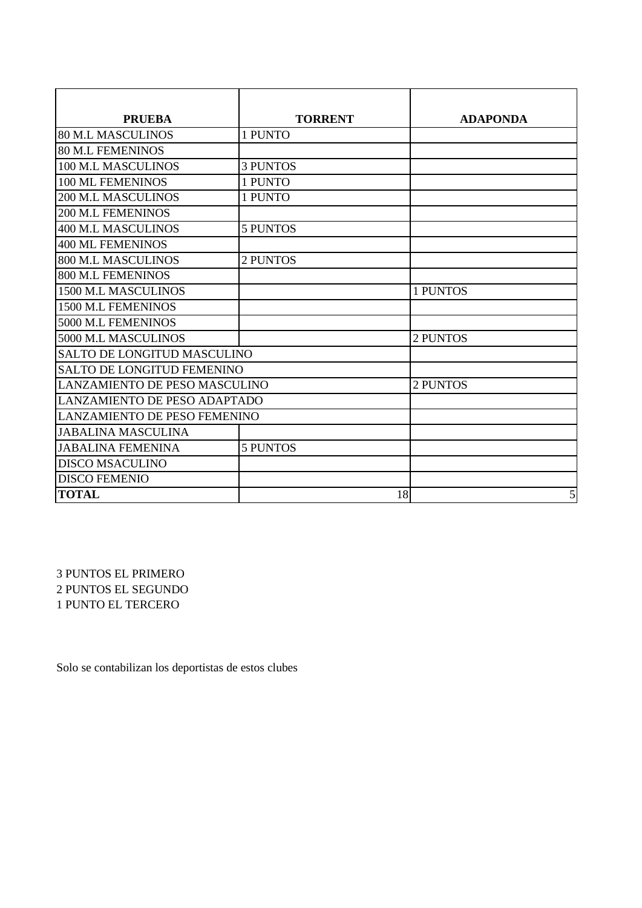| PRUEBA | TORRENT | ADAPONDA |
|---|---|---|
| 80 M.L MASCULINOS | 1 PUNTO | |
| 80 M.L FEMENINOS | | |
| 100 M.L MASCULINOS | 3 PUNTOS | |
| 100 ML FEMENINOS | 1 PUNTO | |
| 200 M.L MASCULINOS | 1 PUNTO | |
| 200 M.L FEMENINOS | | |
| 400 M.L MASCULINOS | 5 PUNTOS | |
| 400 ML FEMENINOS | | |
| 800 M.L MASCULINOS | 2 PUNTOS | |
| 800 M.L FEMENINOS | | |
| 1500 M.L MASCULINOS | | 1 PUNTOS |
| 1500 M.L FEMENINOS | | |
| 5000 M.L FEMENINOS | | |
| 5000 M.L MASCULINOS | | 2 PUNTOS |
| SALTO DE LONGITUD MASCULINO | | |
| SALTO DE LONGITUD FEMENINO | | |
| LANZAMIENTO DE PESO MASCULINO | | 2 PUNTOS |
| LANZAMIENTO DE PESO ADAPTADO | | |
| LANZAMIENTO DE PESO FEMENINO | | |
| JABALINA MASCULINA | | |
| JABALINA FEMENINA | 5 PUNTOS | |
| DISCO MSACULINO | | |
| DISCO FEMENIO | | |
| **TOTAL** | 18 | 5 |

3 PUNTOS EL PRIMERO
2 PUNTOS EL SEGUNDO
1 PUNTO EL TERCERO

Solo se contabilizan los deportistas de estos clubes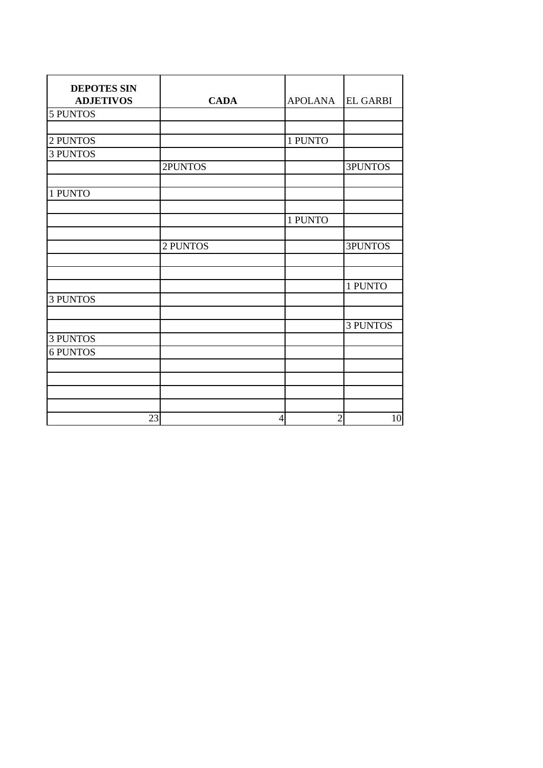| DEPOTES SIN ADJETIVOS | CADA | APOLANA | EL GARBI |
|---|---|---|---|
| 5 PUNTOS | | | |
| | | | |
| 2 PUNTOS | | 1 PUNTO | |
| 3 PUNTOS | | | |
| | 2PUNTOS | | 3PUNTOS |
| | | | |
| 1 PUNTO | | | |
| | | | |
| | | 1 PUNTO | |
| | | | |
| | 2 PUNTOS | | 3PUNTOS |
| | | | |
| | | | |
| | | | 1 PUNTO |
| 3 PUNTOS | | | |
| | | | |
| | | | 3 PUNTOS |
| 3 PUNTOS | | | |
| 6 PUNTOS | | | |
| | | | |
| | | | |
| | | | |
| | | | |
| 23 | 4 | 2 | 10 |